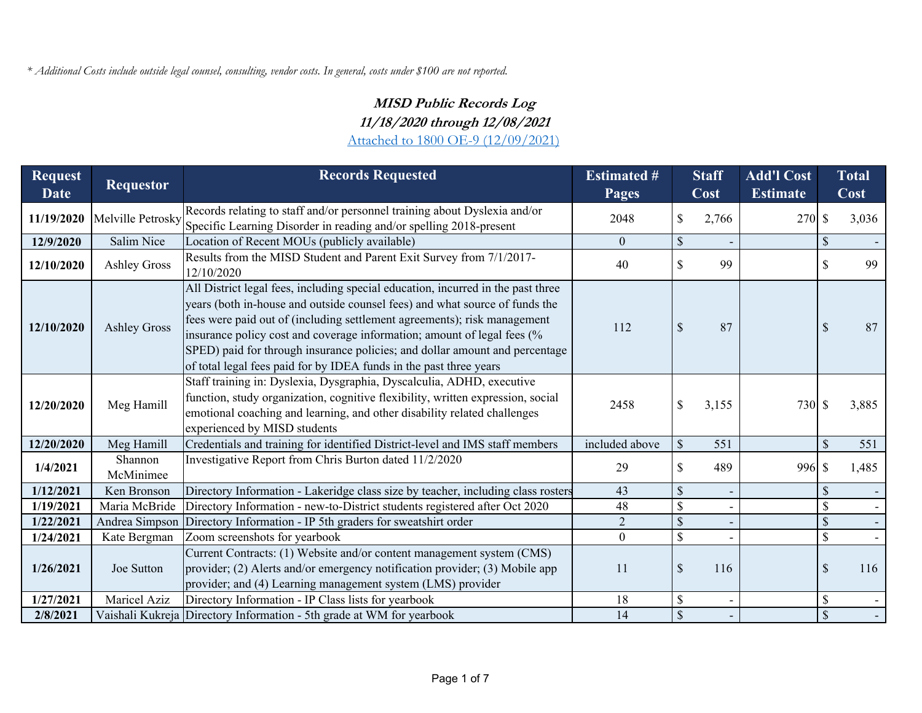*\* Additional Costs include outside legal counsel, consulting, vendor costs. In general, costs under $100 are not reported.*

**MISD Public Records Log**
**11/18/2020 through 12/08/2021**
Attached to 1800 OE-9 (12/09/2021)

| Request Date | Requestor | Records Requested | Estimated # Pages | Staff Cost | Add'l Cost Estimate | Total Cost |
|---|---|---|---|---|---|---|
| 11/19/2020 | Melville Petrosky | Records relating to staff and/or personnel training about Dyslexia and/or Specific Learning Disorder in reading and/or spelling 2018-present | 2048 | $ 2,766 | 270 | $ 3,036 |
| 12/9/2020 | Salim Nice | Location of Recent MOUs (publicly available) | 0 | $ - | | $ - |
| 12/10/2020 | Ashley Gross | Results from the MISD Student and Parent Exit Survey from 7/1/2017-12/10/2020 | 40 | $ 99 | | $ 99 |
| 12/10/2020 | Ashley Gross | All District legal fees, including special education, incurred in the past three years (both in-house and outside counsel fees) and what source of funds the fees were paid out of (including settlement agreements); risk management insurance policy cost and coverage information; amount of legal fees (% SPED) paid for through insurance policies; and dollar amount and percentage of total legal fees paid for by IDEA funds in the past three years | 112 | $ 87 | | $ 87 |
| 12/20/2020 | Meg Hamill | Staff training in: Dyslexia, Dysgraphia, Dyscalculia, ADHD, executive function, study organization, cognitive flexibility, written expression, social emotional coaching and learning, and other disability related challenges experienced by MISD students | 2458 | $ 3,155 | 730 | $ 3,885 |
| 12/20/2020 | Meg Hamill | Credentials and training for identified District-level and IMS staff members | included above | $ 551 | | $ 551 |
| 1/4/2021 | Shannon McMinimee | Investigative Report from Chris Burton dated 11/2/2020 | 29 | $ 489 | 996 | $ 1,485 |
| 1/12/2021 | Ken Bronson | Directory Information - Lakeridge class size by teacher, including class rosters | 43 | $ - | | $ - |
| 1/19/2021 | Maria McBride | Directory Information - new-to-District students registered after Oct 2020 | 48 | $ - | | $ - |
| 1/22/2021 | Andrea Simpson | Directory Information - IP 5th graders for sweatshirt order | 2 | $ - | | $ - |
| 1/24/2021 | Kate Bergman | Zoom screenshots for yearbook | 0 | $ - | | $ - |
| 1/26/2021 | Joe Sutton | Current Contracts: (1) Website and/or content management system (CMS) provider; (2) Alerts and/or emergency notification provider; (3) Mobile app provider; and (4) Learning management system (LMS) provider | 11 | $ 116 | | $ 116 |
| 1/27/2021 | Maricel Aziz | Directory Information - IP Class lists for yearbook | 18 | $ - | | $ - |
| 2/8/2021 | Vaishali Kukreja | Directory Information - 5th grade at WM for yearbook | 14 | $ - | | $ - |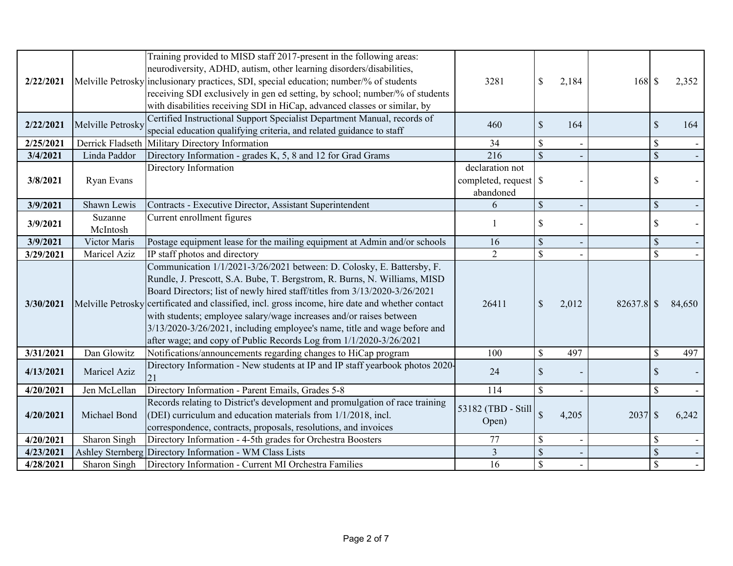| | | | | | | |
|---|---|---|---|---|---|---|
| 2/22/2021 | Melville Petrosky | Training provided to MISD staff 2017-present in the following areas: neurodiversity, ADHD, autism, other learning disorders/disabilities, inclusionary practices, SDI, special education; number/% of students receiving SDI exclusively in gen ed setting, by school; number/% of students with disabilities receiving SDI in HiCap, advanced classes or similar, by | 3281 | $ 2,184 | 168 | $ 2,352 |
| 2/22/2021 | Melville Petrosky | Certified Instructional Support Specialist Department Manual, records of special education qualifying criteria, and related guidance to staff | 460 | $ 164 | | $ 164 |
| 2/25/2021 | Derrick Fladseth | Military Directory Information | 34 | $ - | | $ - |
| 3/4/2021 | Linda Paddor | Directory Information - grades K, 5, 8 and 12 for Grad Grams | 216 | $ - | | $ - |
| 3/8/2021 | Ryan Evans | Directory Information | declaration not completed, request abandoned | $ - | | $ - |
| 3/9/2021 | Shawn Lewis | Contracts - Executive Director, Assistant Superintendent | 6 | $ - | | $ - |
| 3/9/2021 | Suzanne McIntosh | Current enrollment figures | 1 | $ - | | $ - |
| 3/9/2021 | Victor Maris | Postage equipment lease for the mailing equipment at Admin and/or schools | 16 | $ - | | $ - |
| 3/29/2021 | Maricel Aziz | IP staff photos and directory | 2 | $ - | | $ - |
| 3/30/2021 | Melville Petrosky | Communication 1/1/2021-3/26/2021 between: D. Colosky, E. Battersby, F. Rundle, J. Prescott, S.A. Bube, T. Bergstrom, R. Burns, N. Williams, MISD Board Directors; list of newly hired staff/titles from 3/13/2020-3/26/2021 certificated and classified, incl. gross income, hire date and whether contact with students; employee salary/wage increases and/or raises between 3/13/2020-3/26/2021, including employee's name, title and wage before and after wage; and copy of Public Records Log from 1/1/2020-3/26/2021 | 26411 | $ 2,012 | 82637.8 | $ 84,650 |
| 3/31/2021 | Dan Glowitz | Notifications/announcements regarding changes to HiCap program | 100 | $ 497 | | $ 497 |
| 4/13/2021 | Maricel Aziz | Directory Information - New students at IP and IP staff yearbook photos 2020-21 | 24 | $ - | | $ - |
| 4/20/2021 | Jen McLellan | Directory Information - Parent Emails, Grades 5-8 | 114 | $ - | | $ - |
| 4/20/2021 | Michael Bond | Records relating to District's development and promulgation of race training (DEI) curriculum and education materials from 1/1/2018, incl. correspondence, contracts, proposals, resolutions, and invoices | 53182 (TBD - Still Open) | $ 4,205 | 2037 | $ 6,242 |
| 4/20/2021 | Sharon Singh | Directory Information - 4-5th grades for Orchestra Boosters | 77 | $ - | | $ - |
| 4/23/2021 | Ashley Sternberg | Directory Information - WM Class Lists | 3 | $ - | | $ - |
| 4/28/2021 | Sharon Singh | Directory Information - Current MI Orchestra Families | 16 | $ - | | $ - |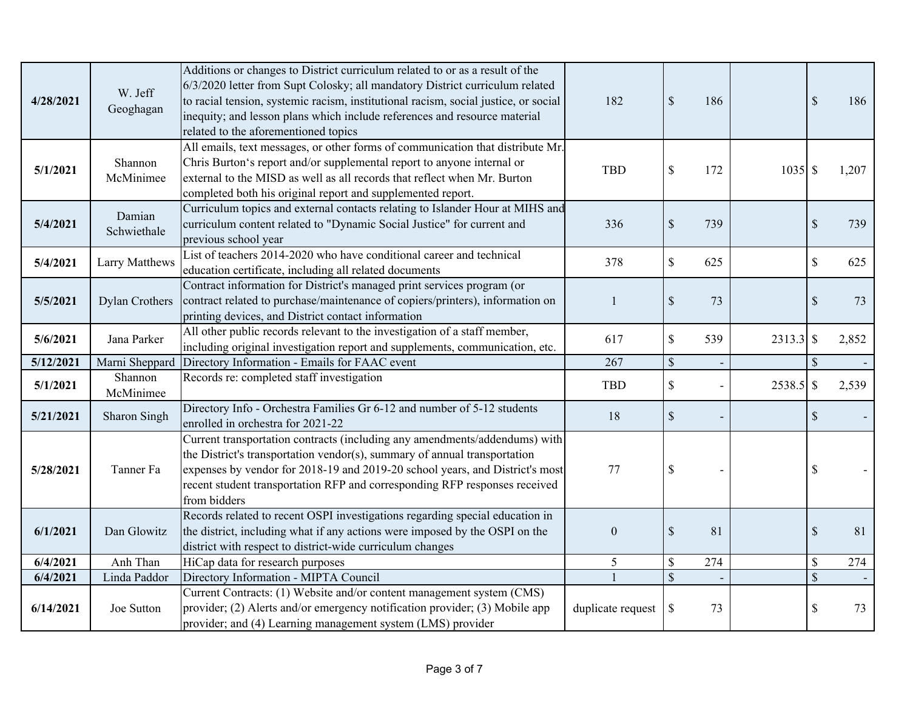| | | | | | | |
|---|---|---|---|---|---|---|
| **4/28/2021** | W. Jeff Geoghagan | Additions or changes to District curriculum related to or as a result of the 6/3/2020 letter from Supt Colosky; all mandatory District curriculum related to racial tension, systemic racism, institutional racism, social justice, or social inequity; and lesson plans which include references and resource material related to the aforementioned topics | 182 | $ 186 | | $ 186 |
| **5/1/2021** | Shannon McMinimee | All emails, text messages, or other forms of communication that distribute Mr. Chris Burton's report and/or supplemental report to anyone internal or external to the MISD as well as all records that reflect when Mr. Burton completed both his original report and supplemented report. | TBD | $ 172 | 1035 | $ 1,207 |
| **5/4/2021** | Damian Schwiethale | Curriculum topics and external contacts relating to Islander Hour at MIHS and curriculum content related to "Dynamic Social Justice" for current and previous school year | 336 | $ 739 | | $ 739 |
| **5/4/2021** | Larry Matthews | List of teachers 2014-2020 who have conditional career and technical education certificate, including all related documents | 378 | $ 625 | | $ 625 |
| **5/5/2021** | Dylan Crothers | Contract information for District's managed print services program (or contract related to purchase/maintenance of copiers/printers), information on printing devices, and District contact information | 1 | $ 73 | | $ 73 |
| **5/6/2021** | Jana Parker | All other public records relevant to the investigation of a staff member, including original investigation report and supplements, communication, etc. | 617 | $ 539 | 2313.3 | $ 2,852 |
| **5/12/2021** | Marni Sheppard | Directory Information - Emails for FAAC event | 267 | $ - | | $ - |
| **5/1/2021** | Shannon McMinimee | Records re: completed staff investigation | TBD | $ - | 2538.5 | $ 2,539 |
| **5/21/2021** | Sharon Singh | Directory Info - Orchestra Families Gr 6-12 and number of 5-12 students enrolled in orchestra for 2021-22 | 18 | $ - | | $ - |
| **5/28/2021** | Tanner Fa | Current transportation contracts (including any amendments/addendums) with the District's transportation vendor(s), summary of annual transportation expenses by vendor for 2018-19 and 2019-20 school years, and District's most recent student transportation RFP and corresponding RFP responses received from bidders | 77 | $ - | | $ - |
| **6/1/2021** | Dan Glowitz | Records related to recent OSPI investigations regarding special education in the district, including what if any actions were imposed by the OSPI on the district with respect to district-wide curriculum changes | 0 | $ 81 | | $ 81 |
| **6/4/2021** | Anh Than | HiCap data for research purposes | 5 | $ 274 | | $ 274 |
| **6/4/2021** | Linda Paddor | Directory Information - MIPTA Council | 1 | $ - | | $ - |
| **6/14/2021** | Joe Sutton | Current Contracts: (1) Website and/or content management system (CMS) provider; (2) Alerts and/or emergency notification provider; (3) Mobile app provider; and (4) Learning management system (LMS) provider | duplicate request | $ 73 | | $ 73 |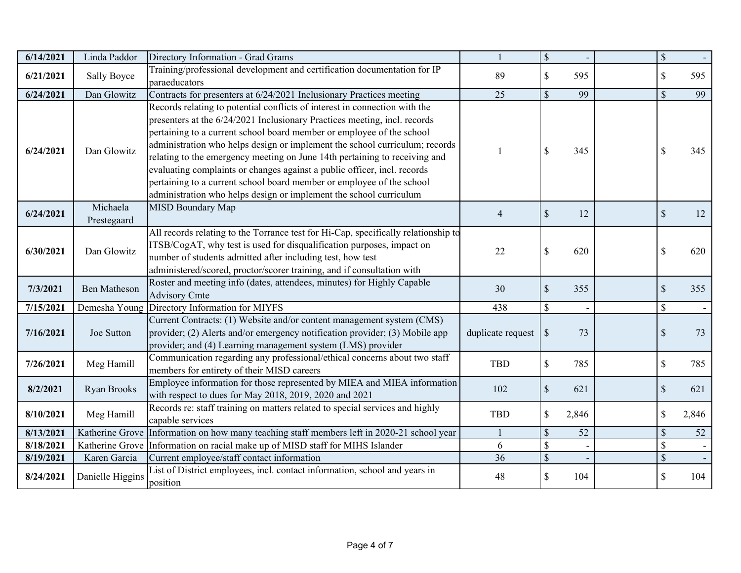| | | | | | | |
|---|---|---|---|---|---|---|
| **6/14/2021** | Linda Paddor | Directory Information - Grad Grams | 1 | $ - | | $ - |
| **6/21/2021** | Sally Boyce | Training/professional development and certification documentation for IP paraeducators | 89 | $ 595 | | $ 595 |
| **6/24/2021** | Dan Glowitz | Contracts for presenters at 6/24/2021 Inclusionary Practices meeting | 25 | $ 99 | | $ 99 |
| **6/24/2021** | Dan Glowitz | Records relating to potential conflicts of interest in connection with the presenters at the 6/24/2021 Inclusionary Practices meeting, incl. records pertaining to a current school board member or employee of the school administration who helps design or implement the school curriculum; records relating to the emergency meeting on June 14th pertaining to receiving and evaluating complaints or changes against a public officer, incl. records pertaining to a current school board member or employee of the school administration who helps design or implement the school curriculum | 1 | $ 345 | | $ 345 |
| **6/24/2021** | Michaela Prestegaard | MISD Boundary Map | 4 | $ 12 | | $ 12 |
| **6/30/2021** | Dan Glowitz | All records relating to the Torrance test for Hi-Cap, specifically relationship to ITSB/CogAT, why test is used for disqualification purposes, impact on number of students admitted after including test, how test administered/scored, proctor/scorer training, and if consultation with | 22 | $ 620 | | $ 620 |
| **7/3/2021** | Ben Matheson | Roster and meeting info (dates, attendees, minutes) for Highly Capable Advisory Cmte | 30 | $ 355 | | $ 355 |
| **7/15/2021** | Demesha Young | Directory Information for MIYFS | 438 | $ - | | $ - |
| **7/16/2021** | Joe Sutton | Current Contracts: (1) Website and/or content management system (CMS) provider; (2) Alerts and/or emergency notification provider; (3) Mobile app provider; and (4) Learning management system (LMS) provider | duplicate request | $ 73 | | $ 73 |
| **7/26/2021** | Meg Hamill | Communication regarding any professional/ethical concerns about two staff members for entirety of their MISD careers | TBD | $ 785 | | $ 785 |
| **8/2/2021** | Ryan Brooks | Employee information for those represented by MIEA and MIEA information with respect to dues for May 2018, 2019, 2020 and 2021 | 102 | $ 621 | | $ 621 |
| **8/10/2021** | Meg Hamill | Records re: staff training on matters related to special services and highly capable services | TBD | $ 2,846 | | $ 2,846 |
| **8/13/2021** | Katherine Grove | Information on how many teaching staff members left in 2020-21 school year | 1 | $ 52 | | $ 52 |
| **8/18/2021** | Katherine Grove | Information on racial make up of MISD staff for MIHS Islander | 6 | $ - | | $ - |
| **8/19/2021** | Karen Garcia | Current employee/staff contact information | 36 | $ - | | $ - |
| **8/24/2021** | Danielle Higgins | List of District employees, incl. contact information, school and years in position | 48 | $ 104 | | $ 104 |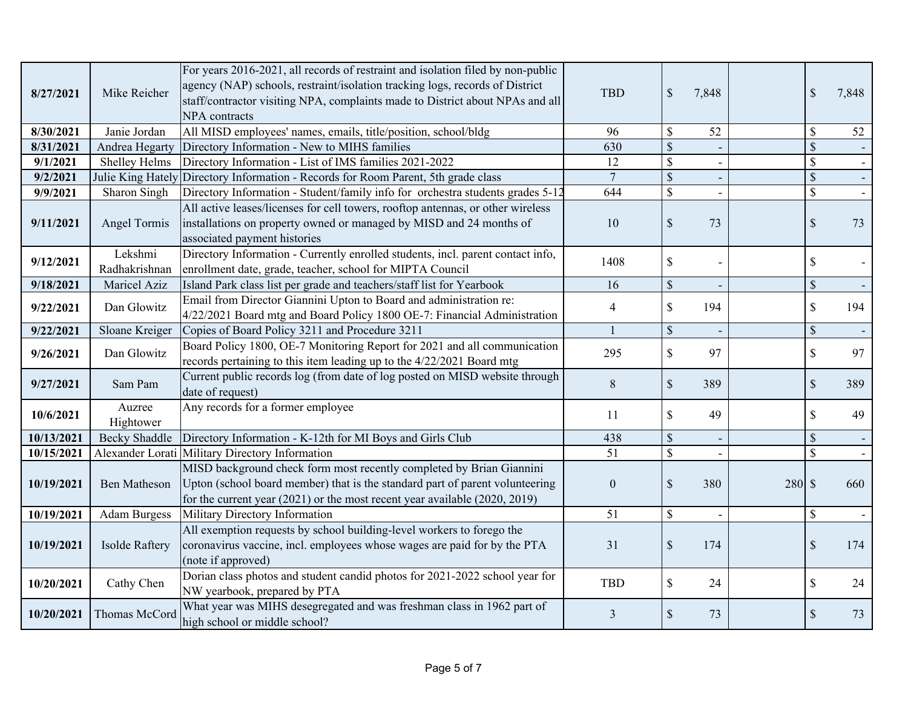| | | | | | | | |
|---|---|---|---|---|---|---|---|
| **8/27/2021** | Mike Reicher | For years 2016-2021, all records of restraint and isolation filed by non-public agency (NAP) schools, restraint/isolation tracking logs, records of District staff/contractor visiting NPA, complaints made to District about NPAs and all NPA contracts | TBD | $ 7,848 | | $ 7,848 |
| **8/30/2021** | Janie Jordan | All MISD employees' names, emails, title/position, school/bldg | 96 | $ 52 | | $ 52 |
| **8/31/2021** | Andrea Hegarty | Directory Information - New to MIHS families | 630 | $ - | | $ - |
| **9/1/2021** | Shelley Helms | Directory Information - List of IMS families 2021-2022 | 12 | $ - | | $ - |
| **9/2/2021** | Julie King Hately | Directory Information - Records for Room Parent, 5th grade class | 7 | $ - | | $ - |
| **9/9/2021** | Sharon Singh | Directory Information - Student/family info for orchestra students grades 5-12 | 644 | $ - | | $ - |
| **9/11/2021** | Angel Tormis | All active leases/licenses for cell towers, rooftop antennas, or other wireless installations on property owned or managed by MISD and 24 months of associated payment histories | 10 | $ 73 | | $ 73 |
| **9/12/2021** | Lekshmi Radhakrishnan | Directory Information - Currently enrolled students, incl. parent contact info, enrollment date, grade, teacher, school for MIPTA Council | 1408 | $ - | | $ - |
| **9/18/2021** | Maricel Aziz | Island Park class list per grade and teachers/staff list for Yearbook | 16 | $ - | | $ - |
| **9/22/2021** | Dan Glowitz | Email from Director Giannini Upton to Board and administration re: 4/22/2021 Board mtg and Board Policy 1800 OE-7: Financial Administration | 4 | $ 194 | | $ 194 |
| **9/22/2021** | Sloane Kreiger | Copies of Board Policy 3211 and Procedure 3211 | 1 | $ - | | $ - |
| **9/26/2021** | Dan Glowitz | Board Policy 1800, OE-7 Monitoring Report for 2021 and all communication records pertaining to this item leading up to the 4/22/2021 Board mtg | 295 | $ 97 | | $ 97 |
| **9/27/2021** | Sam Pam | Current public records log (from date of log posted on MISD website through date of request) | 8 | $ 389 | | $ 389 |
| **10/6/2021** | Auzree Hightower | Any records for a former employee | 11 | $ 49 | | $ 49 |
| **10/13/2021** | Becky Shaddle | Directory Information - K-12th for MI Boys and Girls Club | 438 | $ - | | $ - |
| **10/15/2021** | Alexander Lorati | Military Directory Information | 51 | $ - | | $ - |
| **10/19/2021** | Ben Matheson | MISD background check form most recently completed by Brian Giannini Upton (school board member) that is the standard part of parent volunteering for the current year (2021) or the most recent year available (2020, 2019) | 0 | $ 380 | 280 | $ 660 |
| **10/19/2021** | Adam Burgess | Military Directory Information | 51 | $ - | | $ - |
| **10/19/2021** | Isolde Raftery | All exemption requests by school building-level workers to forego the coronavirus vaccine, incl. employees whose wages are paid for by the PTA (note if approved) | 31 | $ 174 | | $ 174 |
| **10/20/2021** | Cathy Chen | Dorian class photos and student candid photos for 2021-2022 school year for NW yearbook, prepared by PTA | TBD | $ 24 | | $ 24 |
| **10/20/2021** | Thomas McCord | What year was MIHS desegregated and was freshman class in 1962 part of high school or middle school? | 3 | $ 73 | | $ 73 |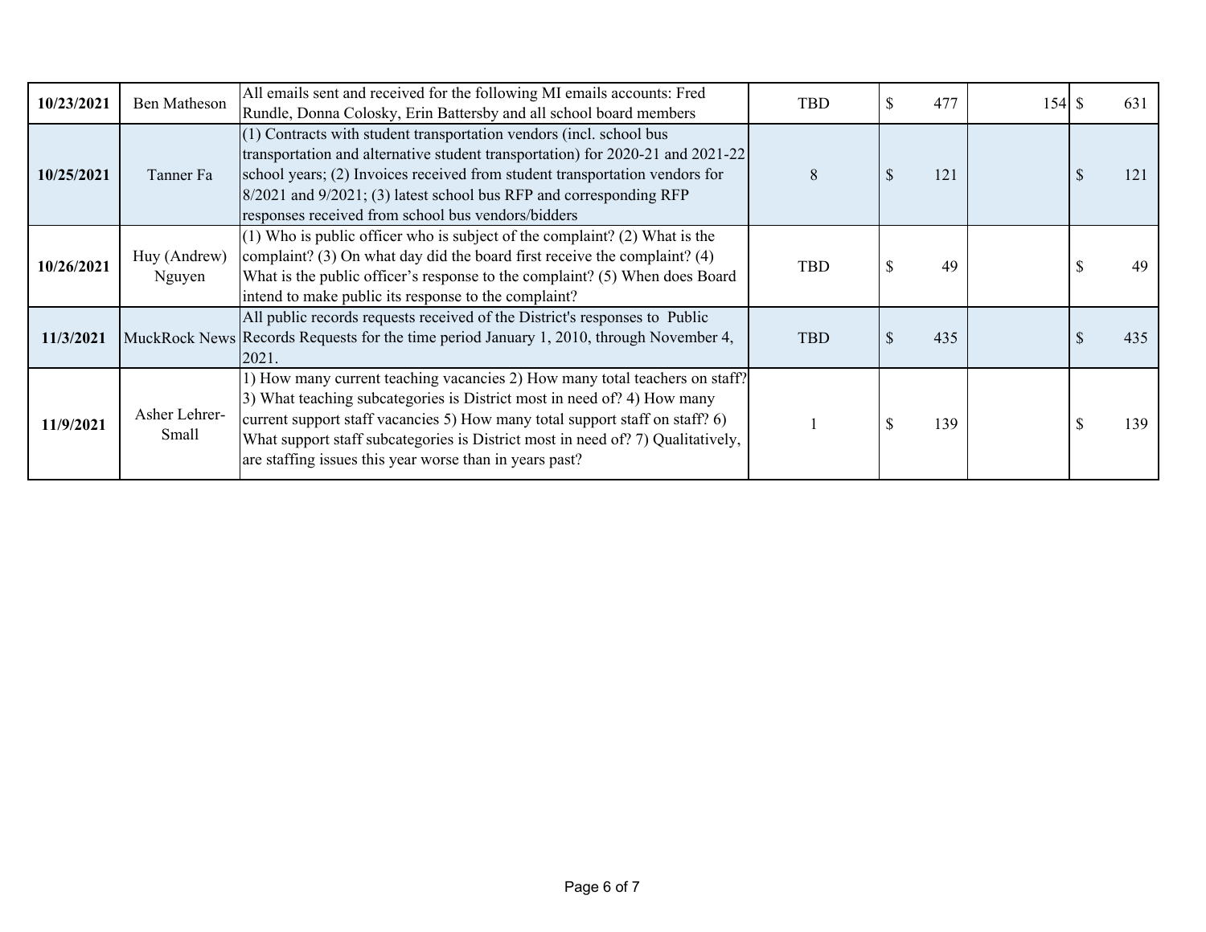| | | | | | | |
|---|---|---|---|---|---|---|
| **10/23/2021** | Ben Matheson | All emails sent and received for the following MI emails accounts: Fred Rundle, Donna Colosky, Erin Battersby and all school board members | TBD | $ 477 | 154 | $ 631 |
| **10/25/2021** | Tanner Fa | (1) Contracts with student transportation vendors (incl. school bus transportation and alternative student transportation) for 2020-21 and 2021-22 school years; (2) Invoices received from student transportation vendors for 8/2021 and 9/2021; (3) latest school bus RFP and corresponding RFP responses received from school bus vendors/bidders | 8 | $ 121 | | $ 121 |
| **10/26/2021** | Huy (Andrew) Nguyen | (1) Who is public officer who is subject of the complaint? (2) What is the complaint? (3) On what day did the board first receive the complaint? (4) What is the public officer's response to the complaint? (5) When does Board intend to make public its response to the complaint? | TBD | $ 49 | | $ 49 |
| **11/3/2021** | MuckRock News | All public records requests received of the District's responses to Public Records Requests for the time period January 1, 2010, through November 4, 2021. | TBD | $ 435 | | $ 435 |
| **11/9/2021** | Asher Lehrer-Small | 1) How many current teaching vacancies 2) How many total teachers on staff? 3) What teaching subcategories is District most in need of? 4) How many current support staff vacancies 5) How many total support staff on staff? 6) What support staff subcategories is District most in need of? 7) Qualitatively, are staffing issues this year worse than in years past? | 1 | $ 139 | | $ 139 |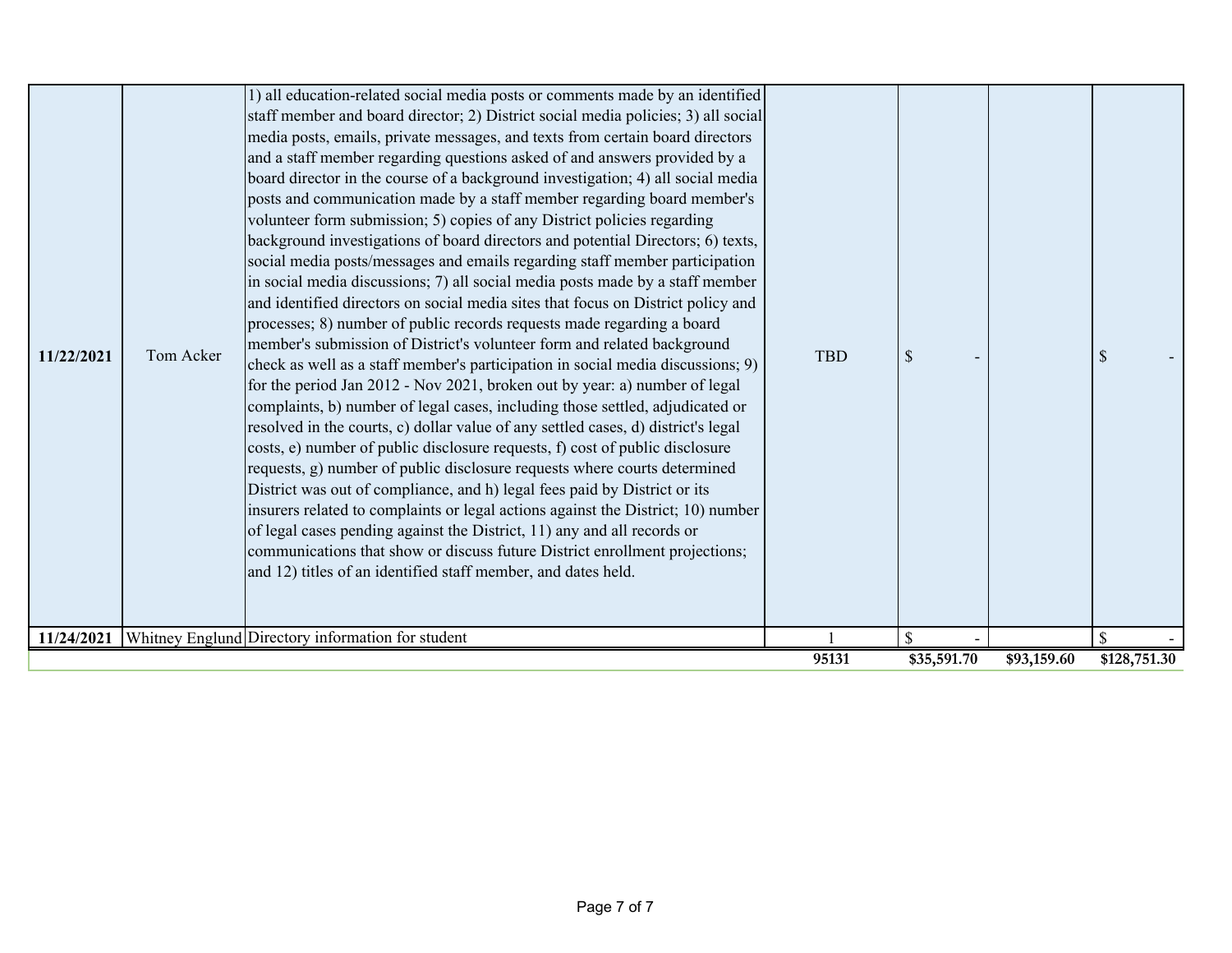| | | | | | | |
|---|---|---|---|---|---|---|
| **11/22/2021** | Tom Acker | 1) all education-related social media posts or comments made by an identified staff member and board director; 2) District social media policies; 3) all social media posts, emails, private messages, and texts from certain board directors and a staff member regarding questions asked of and answers provided by a board director in the course of a background investigation; 4) all social media posts and communication made by a staff member regarding board member's volunteer form submission; 5) copies of any District policies regarding background investigations of board directors and potential Directors; 6) texts, social media posts/messages and emails regarding staff member participation in social media discussions; 7) all social media posts made by a staff member and identified directors on social media sites that focus on District policy and processes; 8) number of public records requests made regarding a board member's submission of District's volunteer form and related background check as well as a staff member's participation in social media discussions; 9) for the period Jan 2012 - Nov 2021, broken out by year: a) number of legal complaints, b) number of legal cases, including those settled, adjudicated or resolved in the courts, c) dollar value of any settled cases, d) district's legal costs, e) number of public disclosure requests, f) cost of public disclosure requests, g) number of public disclosure requests where courts determined District was out of compliance, and h) legal fees paid by District or its insurers related to complaints or legal actions against the District; 10) number of legal cases pending against the District, 11) any and all records or communications that show or discuss future District enrollment projections; and 12) titles of an identified staff member, and dates held. | TBD | $ - | | $ - |
| **11/24/2021** | Whitney Englund | Directory information for student | 1 | $ - | | $ - |
| | | | **95131** | **$35,591.70** | **$93,159.60** | **$128,751.30** |